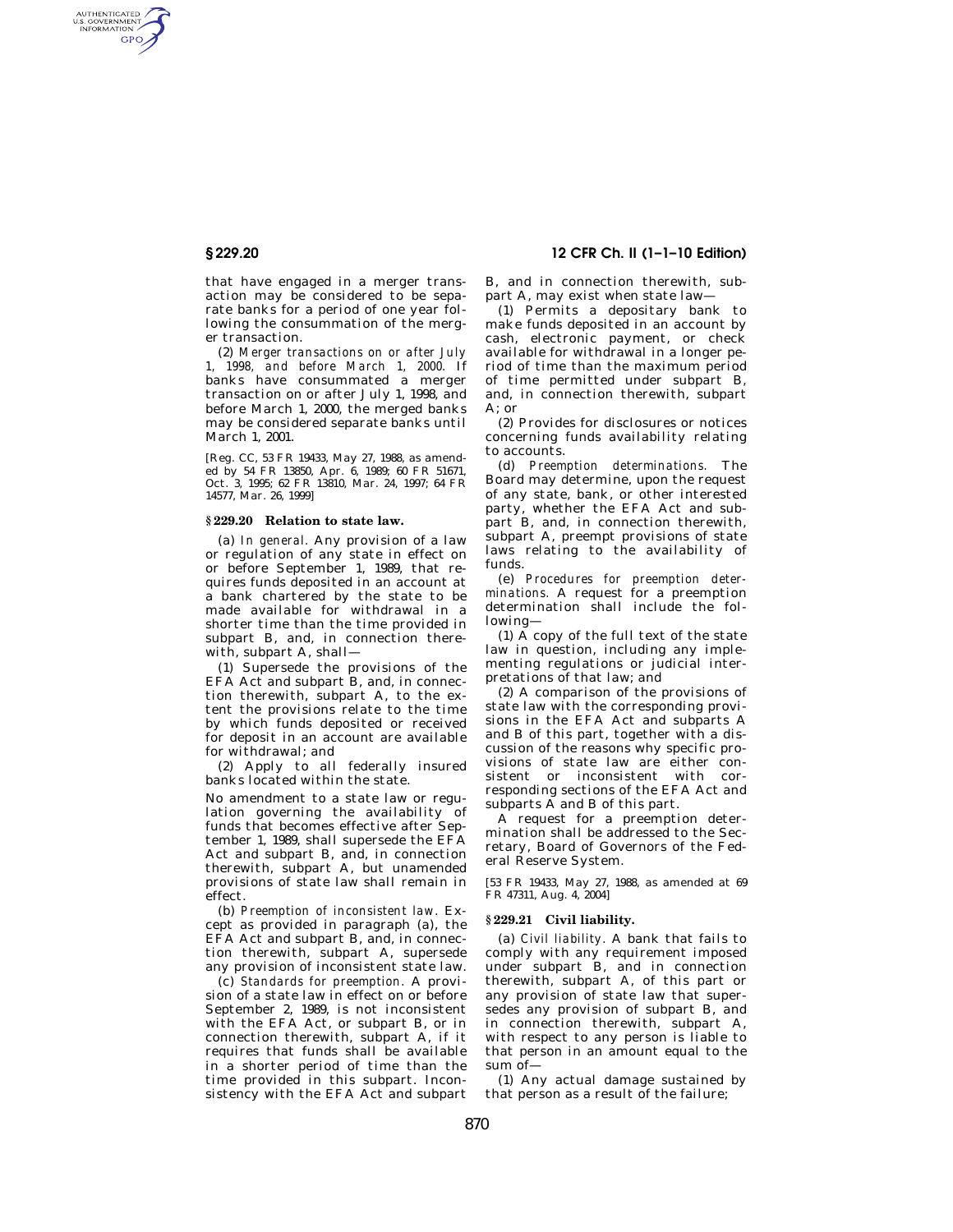that have engaged in a merger transaction may be considered to be separate banks for a period of one year following the consummation of the merger transaction.

(2) *Merger transactions on or after July 1, 1998, and before March 1, 2000.* If banks have consummated a merger transaction on or after July 1, 1998, and before March 1, 2000, the merged banks may be considered separate banks until March 1, 2001.

[Reg. CC, 53 FR 19433, May 27, 1988, as amended by 54 FR 13850, Apr. 6, 1989; 60 FR 51671, Oct. 3, 1995; 62 FR 13810, Mar. 24, 1997; 64 FR 14577, Mar. 26, 1999]

## § 229.20 Relation to state law.

(a) *In general.* Any provision of a law or regulation of any state in effect on or before September 1, 1989, that requires funds deposited in an account at a bank chartered by the state to be made available for withdrawal in a shorter time than the time provided in subpart B, and, in connection therewith, subpart A, shall—

(1) Supersede the provisions of the EFA Act and subpart B, and, in connection therewith, subpart A, to the extent the provisions relate to the time by which funds deposited or received for deposit in an account are available for withdrawal; and

(2) Apply to all federally insured banks located within the state.

No amendment to a state law or regulation governing the availability of funds that becomes effective after September 1, 1989, shall supersede the EFA Act and subpart B, and, in connection therewith, subpart A, but unamended provisions of state law shall remain in effect.

(b) *Preemption of inconsistent law.* Except as provided in paragraph (a), the EFA Act and subpart B, and, in connection therewith, subpart A, supersede any provision of inconsistent state law.

(c) *Standards for preemption.* A provision of a state law in effect on or before September 2, 1989, is not inconsistent with the EFA Act, or subpart B, or in connection therewith, subpart A, if it requires that funds shall be available in a shorter period of time than the time provided in this subpart. Inconsistency with the EFA Act and subpart B, and in connection therewith, subpart A, may exist when state law—

(1) Permits a depositary bank to make funds deposited in an account by cash, electronic payment, or check available for withdrawal in a longer period of time than the maximum period of time permitted under subpart B, and, in connection therewith, subpart A; or

(2) Provides for disclosures or notices concerning funds availability relating to accounts.

(d) *Preemption determinations.* The Board may determine, upon the request of any state, bank, or other interested party, whether the EFA Act and subpart B, and, in connection therewith, subpart A, preempt provisions of state laws relating to the availability of funds.

(e) *Procedures for preemption determinations.* A request for a preemption determination shall include the following—

(1) A copy of the full text of the state law in question, including any implementing regulations or judicial interpretations of that law; and

(2) A comparison of the provisions of state law with the corresponding provisions in the EFA Act and subparts A and B of this part, together with a discussion of the reasons why specific provisions of state law are either consistent or inconsistent with corresponding sections of the EFA Act and subparts A and B of this part.

A request for a preemption determination shall be addressed to the Secretary, Board of Governors of the Federal Reserve System.

[53 FR 19433, May 27, 1988, as amended at 69 FR 47311, Aug. 4, 2004]

## § 229.21 Civil liability.

(a) *Civil liability.* A bank that fails to comply with any requirement imposed under subpart B, and in connection therewith, subpart A, of this part or any provision of state law that supersedes any provision of subpart B, and in connection therewith, subpart A, with respect to any person is liable to that person in an amount equal to the sum of—

(1) Any actual damage sustained by that person as a result of the failure;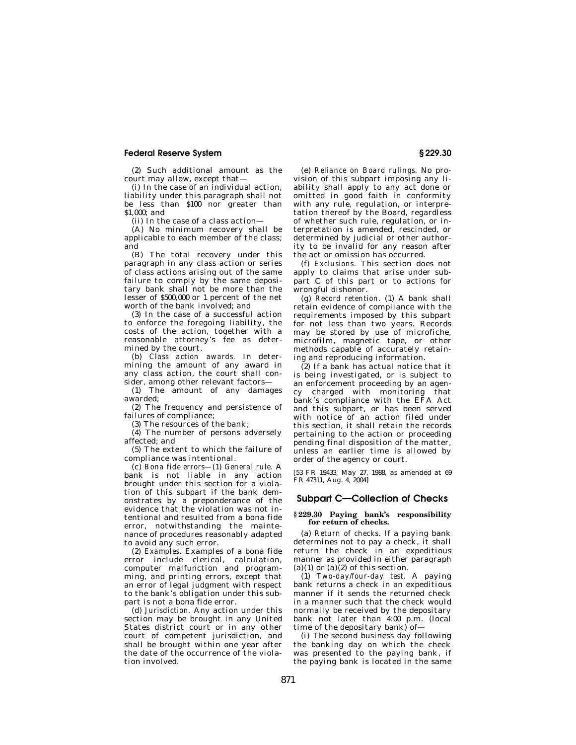(2) Such additional amount as the court may allow, except that—

(i) In the case of an individual action, liability under this paragraph shall not be less than $100 nor greater than $1,000; and

(ii) In the case of a class action—

(A) No minimum recovery shall be applicable to each member of the class; and

(B) The total recovery under this paragraph in any class action or series of class actions arising out of the same failure to comply by the same depositary bank shall not be more than the lesser of $500,000 or 1 percent of the net worth of the bank involved; and

(3) In the case of a successful action to enforce the foregoing liability, the costs of the action, together with a reasonable attorney's fee as determined by the court.

(b) *Class action awards.* In determining the amount of any award in any class action, the court shall consider, among other relevant factors—

(1) The amount of any damages awarded;

(2) The frequency and persistence of failures of compliance;

(3) The resources of the bank;

(4) The number of persons adversely affected; and

(5) The extent to which the failure of compliance was intentional.

(c) *Bona fide errors*—(1) *General rule.* A bank is not liable in any action brought under this section for a violation of this subpart if the bank demonstrates by a preponderance of the evidence that the violation was not intentional and resulted from a bona fide error, notwithstanding the maintenance of procedures reasonably adapted to avoid any such error.

(2) *Examples.* Examples of a bona fide error include clerical, calculation, computer malfunction and programming, and printing errors, except that an error of legal judgment with respect to the bank's obligation under this subpart is not a bona fide error.

(d) *Jurisdiction.* Any action under this section may be brought in any United States district court or in any other court of competent jurisdiction, and shall be brought within one year after the date of the occurrence of the violation involved.

(e) *Reliance on Board rulings.* No provision of this subpart imposing any liability shall apply to any act done or omitted in good faith in conformity with any rule, regulation, or interpretation thereof by the Board, regardless of whether such rule, regulation, or interpretation is amended, rescinded, or determined by judicial or other authority to be invalid for any reason after the act or omission has occurred.

(f) *Exclusions.* This section does not apply to claims that arise under subpart C of this part or to actions for wrongful dishonor.

(g) *Record retention.* (1) A bank shall retain evidence of compliance with the requirements imposed by this subpart for not less than two years. Records may be stored by use of microfiche, microfilm, magnetic tape, or other methods capable of accurately retaining and reproducing information.

(2) If a bank has actual notice that it is being investigated, or is subject to an enforcement proceeding by an agency charged with monitoring that bank's compliance with the EFA Act and this subpart, or has been served with notice of an action filed under this section, it shall retain the records pertaining to the action or proceeding pending final disposition of the matter, unless an earlier time is allowed by order of the agency or court.

[53 FR 19433, May 27, 1988, as amended at 69 FR 47311, Aug. 4, 2004]

## Subpart C—Collection of Checks

### § 229.30 Paying bank's responsibility for return of checks.

(a) *Return of checks.* If a paying bank determines not to pay a check, it shall return the check in an expeditious manner as provided in either paragraph (a)(1) or (a)(2) of this section.

(1) *Two-day/four-day test.* A paying bank returns a check in an expeditious manner if it sends the returned check in a manner such that the check would normally be received by the depositary bank not later than 4:00 p.m. (local time of the depositary bank) of—

(i) The second business day following the banking day on which the check was presented to the paying bank, if the paying bank is located in the same